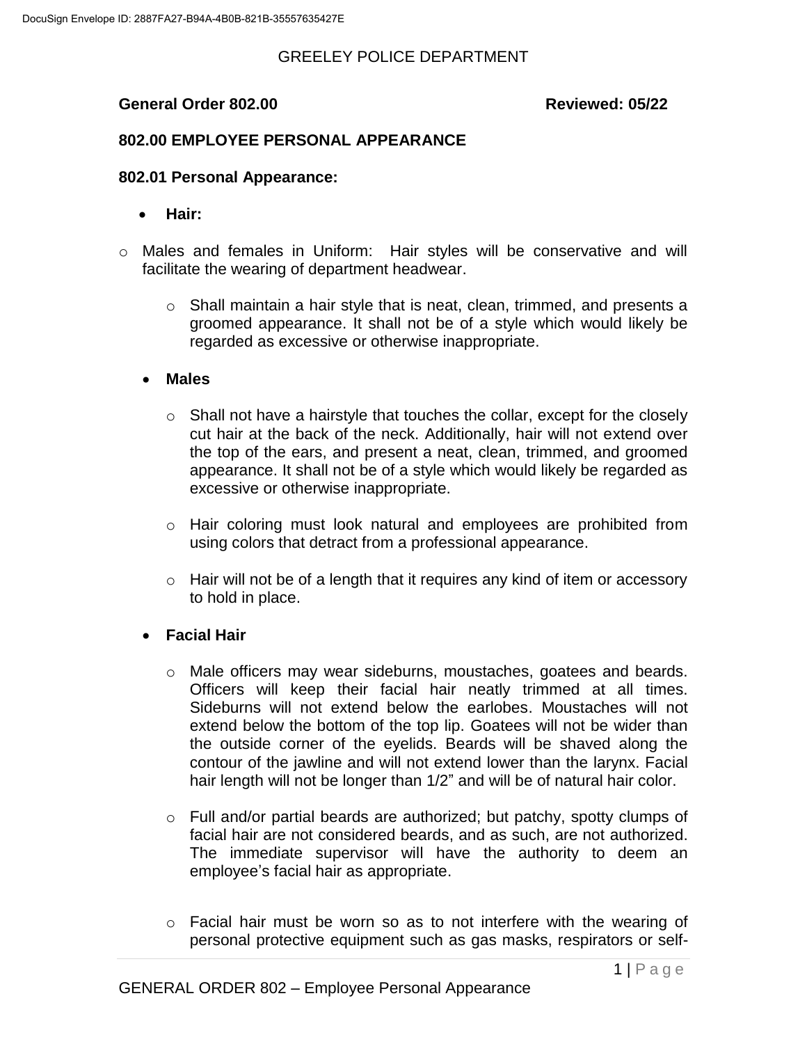GREELEY POLICE DEPARTMENT

**General Order 802.00** **Reviewed: 05/22**

## 802.00 EMPLOYEE PERSONAL APPEARANCE

### 802.01 Personal Appearance:

- **Hair:**

- Males and females in Uniform: Hair styles will be conservative and will facilitate the wearing of department headwear.
    - Shall maintain a hair style that is neat, clean, trimmed, and presents a groomed appearance. It shall not be of a style which would likely be regarded as excessive or otherwise inappropriate.

- **Males**
    - Shall not have a hairstyle that touches the collar, except for the closely cut hair at the back of the neck. Additionally, hair will not extend over the top of the ears, and present a neat, clean, trimmed, and groomed appearance. It shall not be of a style which would likely be regarded as excessive or otherwise inappropriate.
    - Hair coloring must look natural and employees are prohibited from using colors that detract from a professional appearance.
    - Hair will not be of a length that it requires any kind of item or accessory to hold in place.

- **Facial Hair**
    - Male officers may wear sideburns, moustaches, goatees and beards. Officers will keep their facial hair neatly trimmed at all times. Sideburns will not extend below the earlobes. Moustaches will not extend below the bottom of the top lip. Goatees will not be wider than the outside corner of the eyelids. Beards will be shaved along the contour of the jawline and will not extend lower than the larynx. Facial hair length will not be longer than 1/2" and will be of natural hair color.
    - Full and/or partial beards are authorized; but patchy, spotty clumps of facial hair are not considered beards, and as such, are not authorized. The immediate supervisor will have the authority to deem an employee's facial hair as appropriate.
    - Facial hair must be worn so as to not interfere with the wearing of personal protective equipment such as gas masks, respirators or self-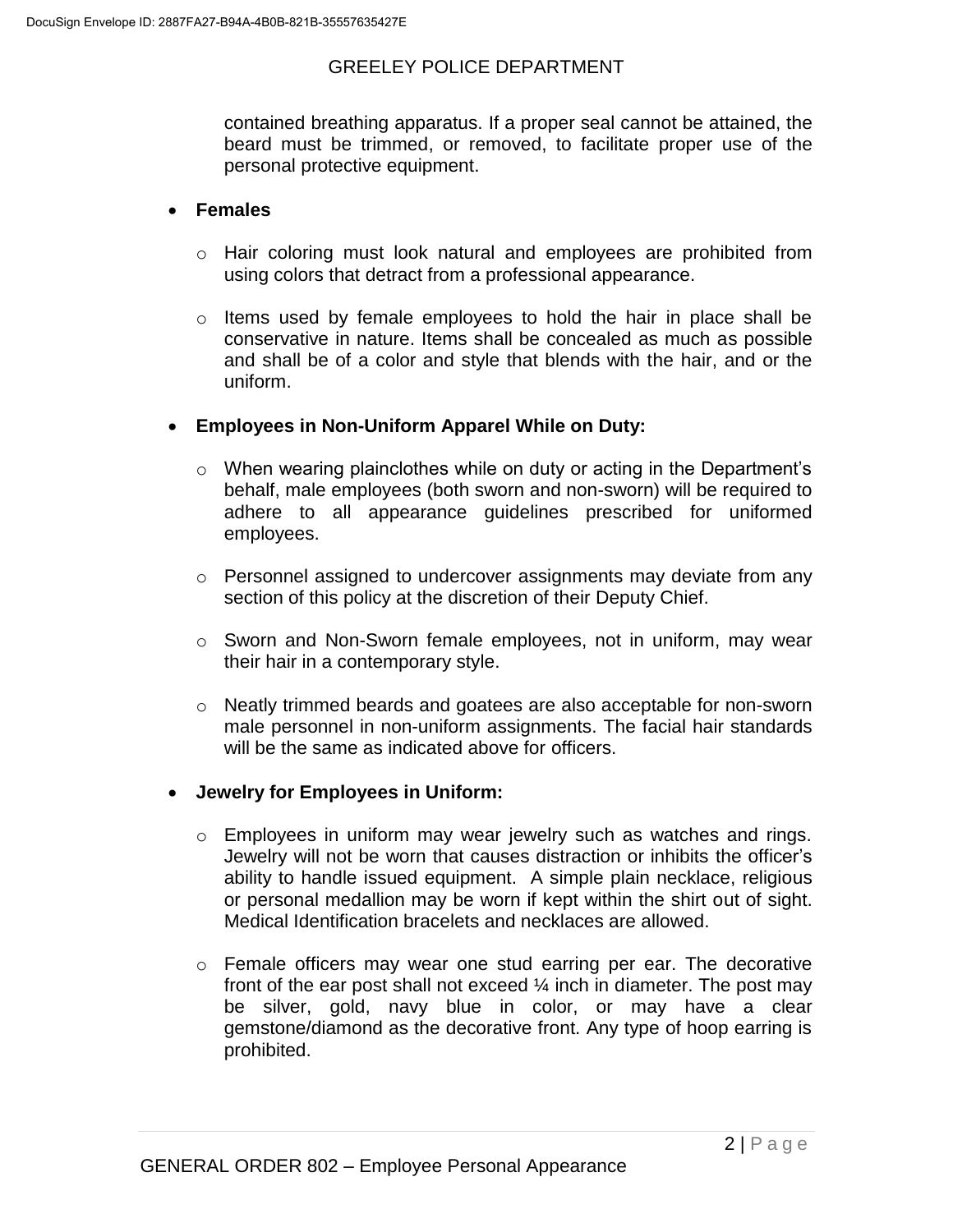contained breathing apparatus. If a proper seal cannot be attained, the beard must be trimmed, or removed, to facilitate proper use of the personal protective equipment.

- **Females**
  - Hair coloring must look natural and employees are prohibited from using colors that detract from a professional appearance.
  - Items used by female employees to hold the hair in place shall be conservative in nature. Items shall be concealed as much as possible and shall be of a color and style that blends with the hair, and or the uniform.

- **Employees in Non-Uniform Apparel While on Duty:**
  - When wearing plainclothes while on duty or acting in the Department's behalf, male employees (both sworn and non-sworn) will be required to adhere to all appearance guidelines prescribed for uniformed employees.
  - Personnel assigned to undercover assignments may deviate from any section of this policy at the discretion of their Deputy Chief.
  - Sworn and Non-Sworn female employees, not in uniform, may wear their hair in a contemporary style.
  - Neatly trimmed beards and goatees are also acceptable for non-sworn male personnel in non-uniform assignments. The facial hair standards will be the same as indicated above for officers.

- **Jewelry for Employees in Uniform:**
  - Employees in uniform may wear jewelry such as watches and rings. Jewelry will not be worn that causes distraction or inhibits the officer's ability to handle issued equipment. A simple plain necklace, religious or personal medallion may be worn if kept within the shirt out of sight. Medical Identification bracelets and necklaces are allowed.
  - Female officers may wear one stud earring per ear. The decorative front of the ear post shall not exceed ¼ inch in diameter. The post may be silver, gold, navy blue in color, or may have a clear gemstone/diamond as the decorative front. Any type of hoop earring is prohibited.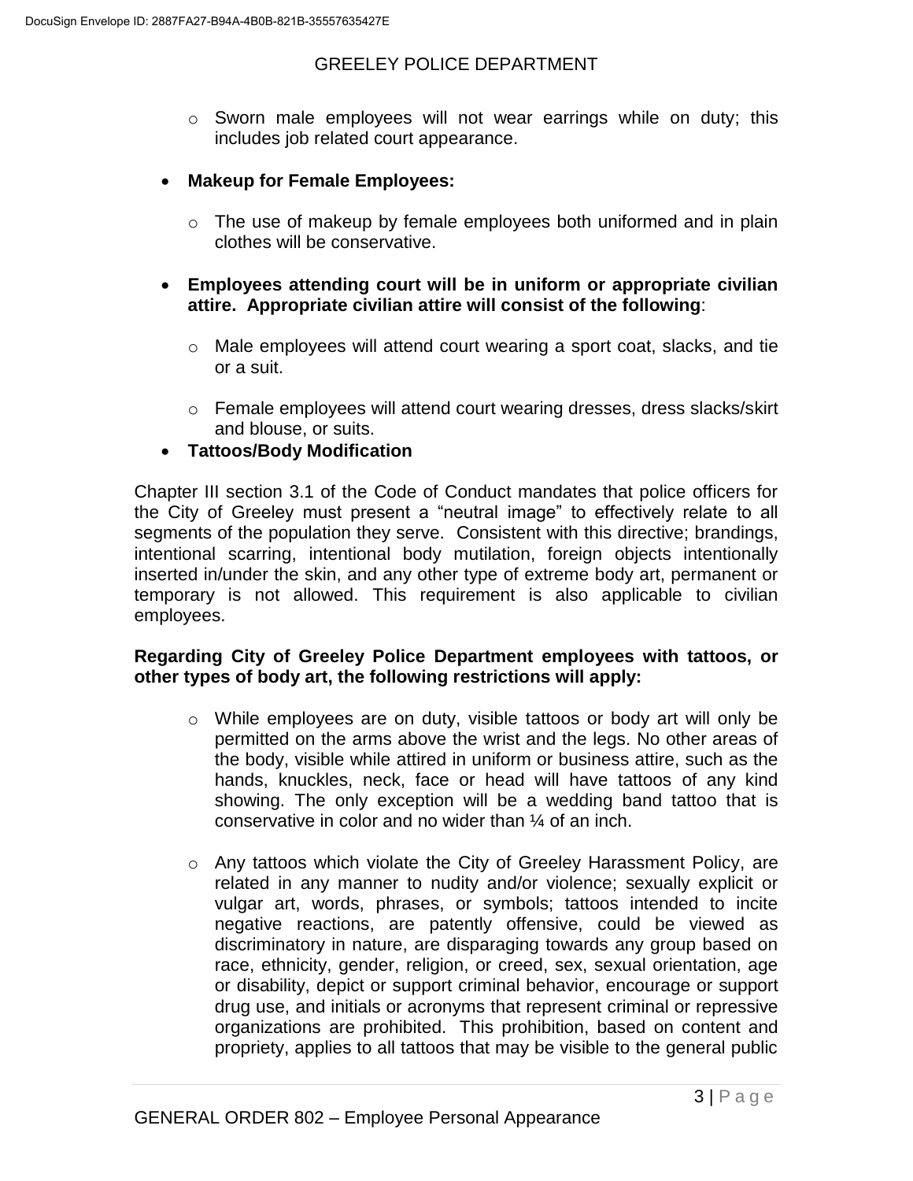- Sworn male employees will not wear earrings while on duty; this includes job related court appearance.

- **Makeup for Female Employees:**

  - The use of makeup by female employees both uniformed and in plain clothes will be conservative.

- **Employees attending court will be in uniform or appropriate civilian attire. Appropriate civilian attire will consist of the following**:

  - Male employees will attend court wearing a sport coat, slacks, and tie or a suit.

  - Female employees will attend court wearing dresses, dress slacks/skirt and blouse, or suits.

- **Tattoos/Body Modification**

Chapter III section 3.1 of the Code of Conduct mandates that police officers for the City of Greeley must present a "neutral image" to effectively relate to all segments of the population they serve. Consistent with this directive; brandings, intentional scarring, intentional body mutilation, foreign objects intentionally inserted in/under the skin, and any other type of extreme body art, permanent or temporary is not allowed. This requirement is also applicable to civilian employees.

**Regarding City of Greeley Police Department employees with tattoos, or other types of body art, the following restrictions will apply:**

- While employees are on duty, visible tattoos or body art will only be permitted on the arms above the wrist and the legs. No other areas of the body, visible while attired in uniform or business attire, such as the hands, knuckles, neck, face or head will have tattoos of any kind showing. The only exception will be a wedding band tattoo that is conservative in color and no wider than ¼ of an inch.

- Any tattoos which violate the City of Greeley Harassment Policy, are related in any manner to nudity and/or violence; sexually explicit or vulgar art, words, phrases, or symbols; tattoos intended to incite negative reactions, are patently offensive, could be viewed as discriminatory in nature, are disparaging towards any group based on race, ethnicity, gender, religion, or creed, sex, sexual orientation, age or disability, depict or support criminal behavior, encourage or support drug use, and initials or acronyms that represent criminal or repressive organizations are prohibited. This prohibition, based on content and propriety, applies to all tattoos that may be visible to the general public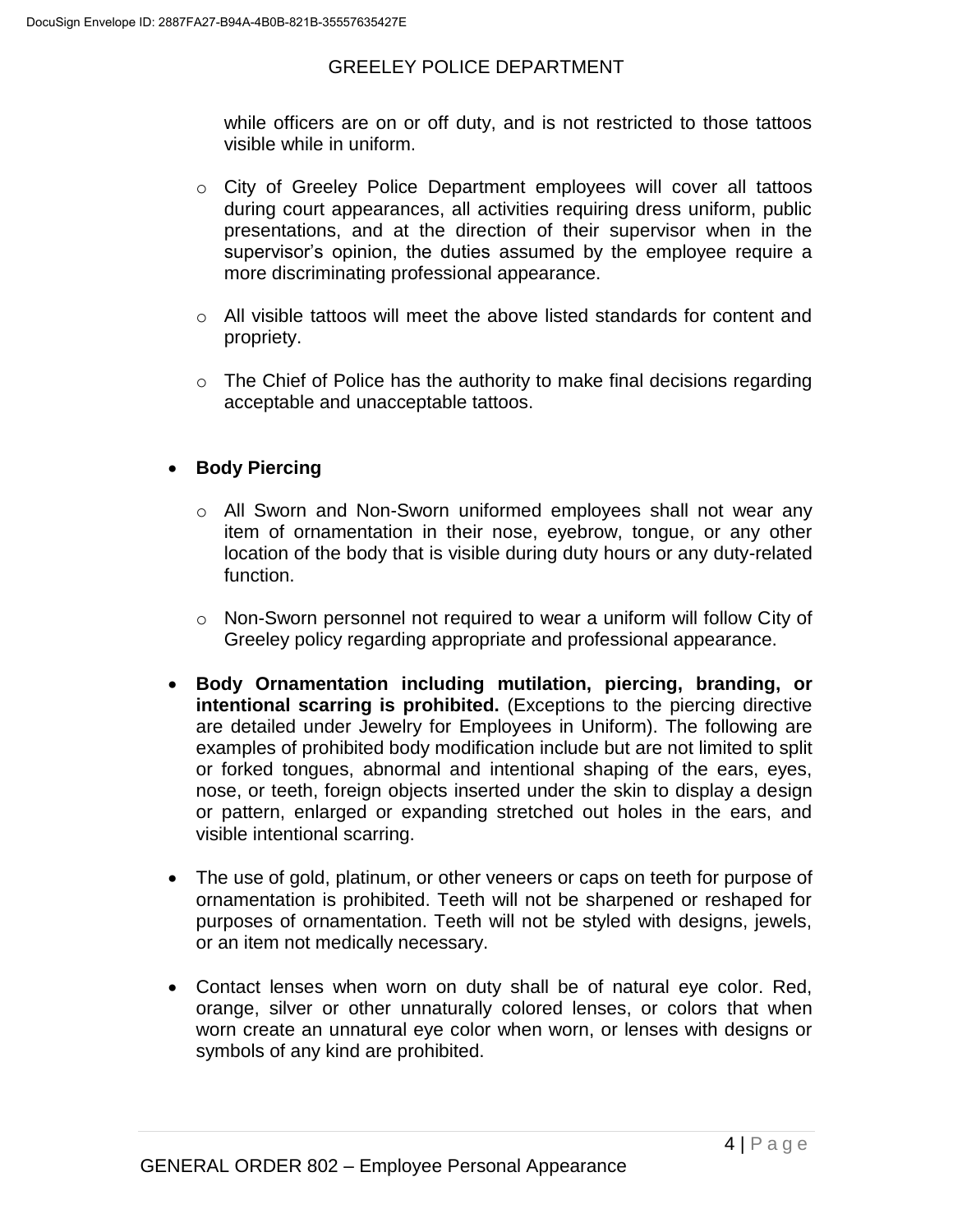while officers are on or off duty, and is not restricted to those tattoos visible while in uniform.

  - City of Greeley Police Department employees will cover all tattoos during court appearances, all activities requiring dress uniform, public presentations, and at the direction of their supervisor when in the supervisor's opinion, the duties assumed by the employee require a more discriminating professional appearance.

  - All visible tattoos will meet the above listed standards for content and propriety.

  - The Chief of Police has the authority to make final decisions regarding acceptable and unacceptable tattoos.

- **Body Piercing**

  - All Sworn and Non-Sworn uniformed employees shall not wear any item of ornamentation in their nose, eyebrow, tongue, or any other location of the body that is visible during duty hours or any duty-related function.

  - Non-Sworn personnel not required to wear a uniform will follow City of Greeley policy regarding appropriate and professional appearance.

- **Body Ornamentation including mutilation, piercing, branding, or intentional scarring is prohibited.** (Exceptions to the piercing directive are detailed under Jewelry for Employees in Uniform). The following are examples of prohibited body modification include but are not limited to split or forked tongues, abnormal and intentional shaping of the ears, eyes, nose, or teeth, foreign objects inserted under the skin to display a design or pattern, enlarged or expanding stretched out holes in the ears, and visible intentional scarring.

- The use of gold, platinum, or other veneers or caps on teeth for purpose of ornamentation is prohibited. Teeth will not be sharpened or reshaped for purposes of ornamentation. Teeth will not be styled with designs, jewels, or an item not medically necessary.

- Contact lenses when worn on duty shall be of natural eye color. Red, orange, silver or other unnaturally colored lenses, or colors that when worn create an unnatural eye color when worn, or lenses with designs or symbols of any kind are prohibited.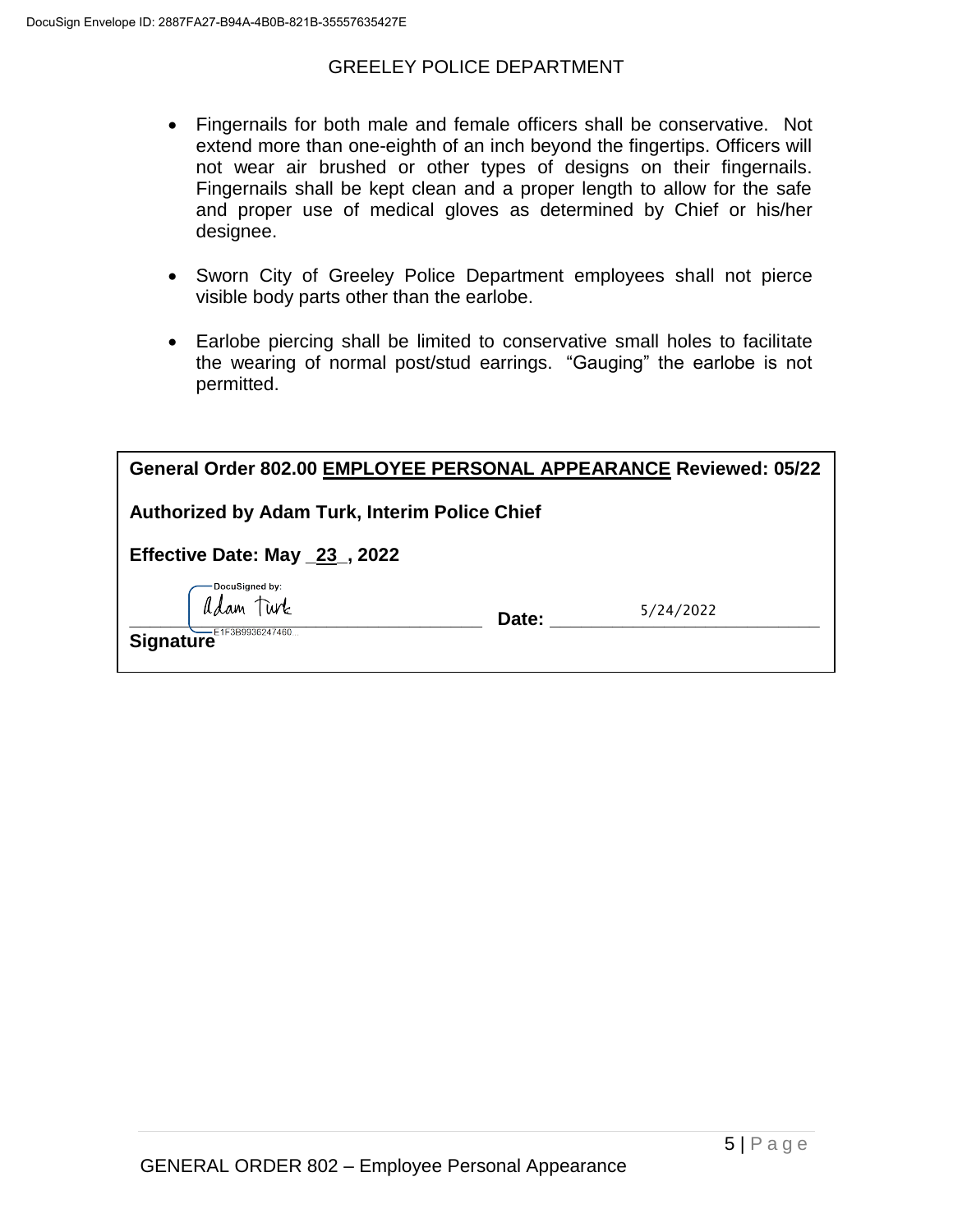- Fingernails for both male and female officers shall be conservative. Not extend more than one-eighth of an inch beyond the fingertips. Officers will not wear air brushed or other types of designs on their fingernails. Fingernails shall be kept clean and a proper length to allow for the safe and proper use of medical gloves as determined by Chief or his/her designee.

- Sworn City of Greeley Police Department employees shall not pierce visible body parts other than the earlobe.

- Earlobe piercing shall be limited to conservative small holes to facilitate the wearing of normal post/stud earrings. "Gauging" the earlobe is not permitted.

**General Order 802.00 EMPLOYEE PERSONAL APPEARANCE Reviewed: 05/22**

**Authorized by Adam Turk, Interim Police Chief**

**Effective Date: May _23_, 2022**

DocuSigned by: Adam Turk
E1F3B9936247460...

**Signature** **Date:** 5/24/2022